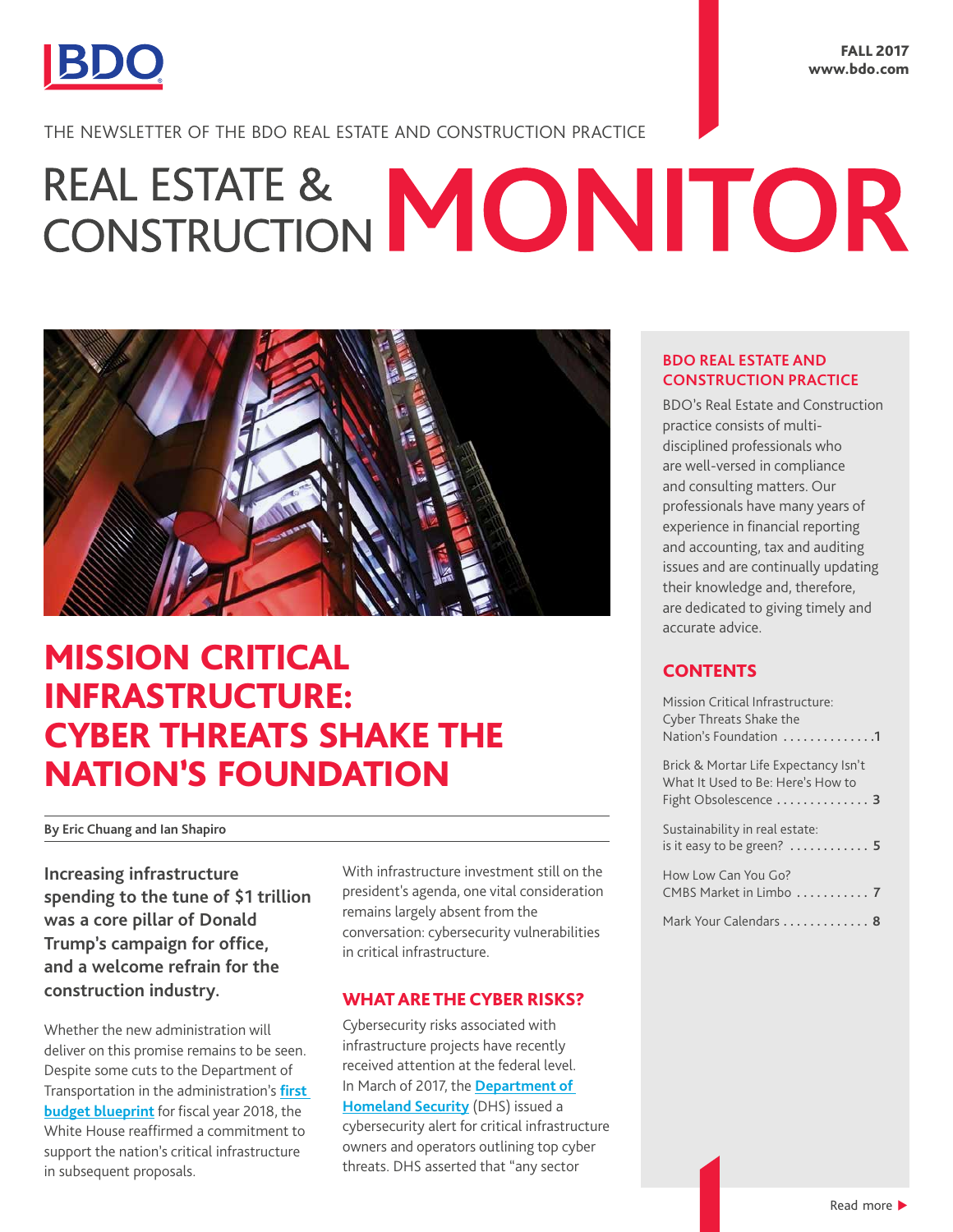FALL 2017
www.bdo.com

THE NEWSLETTER OF THE BDO REAL ESTATE AND CONSTRUCTION PRACTICE

# REAL ESTATE & CONSTRUCTION MONITOR

## MISSION CRITICAL INFRASTRUCTURE: CYBER THREATS SHAKE THE NATION'S FOUNDATION

**By Eric Chuang and Ian Shapiro**

**Increasing infrastructure spending to the tune of $1 trillion was a core pillar of Donald Trump's campaign for office, and a welcome refrain for the construction industry.**

Whether the new administration will deliver on this promise remains to be seen. Despite some cuts to the Department of Transportation in the administration's **first budget blueprint** for fiscal year 2018, the White House reaffirmed a commitment to support the nation's critical infrastructure in subsequent proposals.

With infrastructure investment still on the president's agenda, one vital consideration remains largely absent from the conversation: cybersecurity vulnerabilities in critical infrastructure.

### WHAT ARE THE CYBER RISKS?

Cybersecurity risks associated with infrastructure projects have recently received attention at the federal level. In March of 2017, the **Department of Homeland Security** (DHS) issued a cybersecurity alert for critical infrastructure owners and operators outlining top cyber threats. DHS asserted that "any sector

### BDO REAL ESTATE AND CONSTRUCTION PRACTICE

BDO's Real Estate and Construction practice consists of multi-disciplined professionals who are well-versed in compliance and consulting matters. Our professionals have many years of experience in financial reporting and accounting, tax and auditing issues and are continually updating their knowledge and, therefore, are dedicated to giving timely and accurate advice.

### CONTENTS

- Mission Critical Infrastructure: Cyber Threats Shake the Nation's Foundation .............1
- Brick & Mortar Life Expectancy Isn't What It Used to Be: Here's How to Fight Obsolescence .............. 3
- Sustainability in real estate: is it easy to be green? ............ 5
- How Low Can You Go? CMBS Market in Limbo ........... 7
- Mark Your Calendars ............. 8

Read more ▶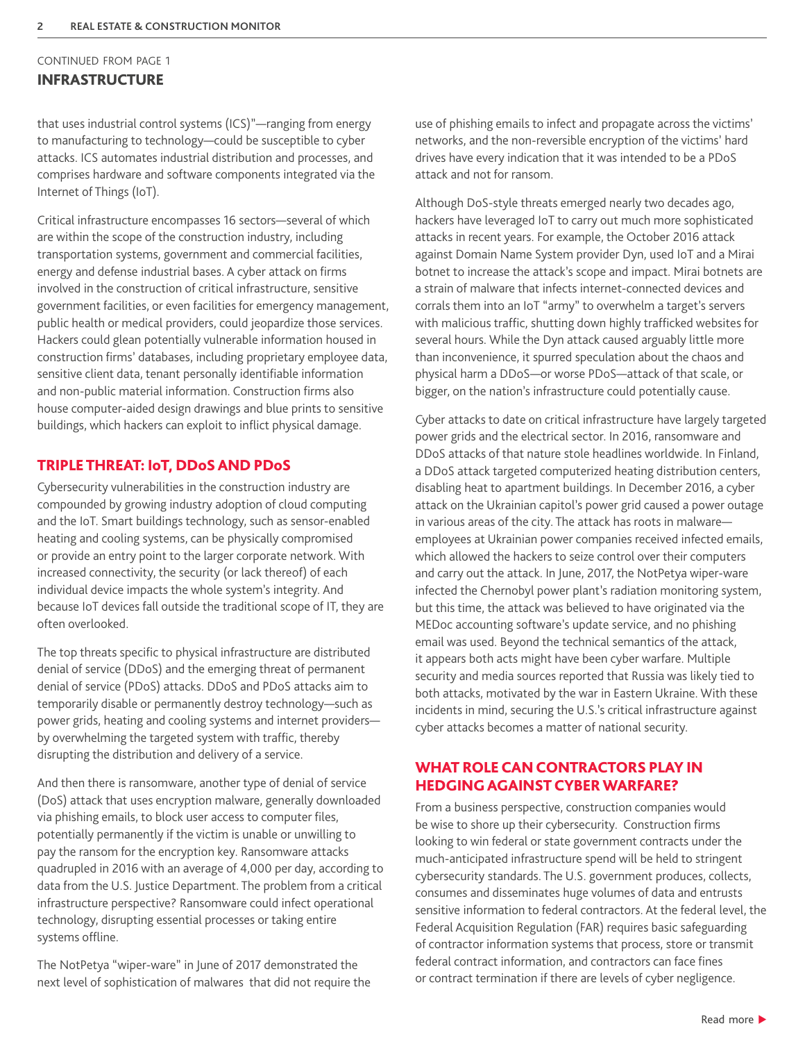CONTINUED FROM PAGE 1

## INFRASTRUCTURE

that uses industrial control systems (ICS)"—ranging from energy to manufacturing to technology—could be susceptible to cyber attacks. ICS automates industrial distribution and processes, and comprises hardware and software components integrated via the Internet of Things (IoT).

Critical infrastructure encompasses 16 sectors—several of which are within the scope of the construction industry, including transportation systems, government and commercial facilities, energy and defense industrial bases. A cyber attack on firms involved in the construction of critical infrastructure, sensitive government facilities, or even facilities for emergency management, public health or medical providers, could jeopardize those services. Hackers could glean potentially vulnerable information housed in construction firms' databases, including proprietary employee data, sensitive client data, tenant personally identifiable information and non-public material information. Construction firms also house computer-aided design drawings and blue prints to sensitive buildings, which hackers can exploit to inflict physical damage.

### TRIPLE THREAT: IoT, DDoS AND PDoS

Cybersecurity vulnerabilities in the construction industry are compounded by growing industry adoption of cloud computing and the IoT. Smart buildings technology, such as sensor-enabled heating and cooling systems, can be physically compromised or provide an entry point to the larger corporate network. With increased connectivity, the security (or lack thereof) of each individual device impacts the whole system's integrity. And because IoT devices fall outside the traditional scope of IT, they are often overlooked.

The top threats specific to physical infrastructure are distributed denial of service (DDoS) and the emerging threat of permanent denial of service (PDoS) attacks. DDoS and PDoS attacks aim to temporarily disable or permanently destroy technology—such as power grids, heating and cooling systems and internet providers—by overwhelming the targeted system with traffic, thereby disrupting the distribution and delivery of a service.

And then there is ransomware, another type of denial of service (DoS) attack that uses encryption malware, generally downloaded via phishing emails, to block user access to computer files, potentially permanently if the victim is unable or unwilling to pay the ransom for the encryption key. Ransomware attacks quadrupled in 2016 with an average of 4,000 per day, according to data from the U.S. Justice Department. The problem from a critical infrastructure perspective? Ransomware could infect operational technology, disrupting essential processes or taking entire systems offline.

The NotPetya "wiper-ware" in June of 2017 demonstrated the next level of sophistication of malwares that did not require the use of phishing emails to infect and propagate across the victims' networks, and the non-reversible encryption of the victims' hard drives have every indication that it was intended to be a PDoS attack and not for ransom.

Although DoS-style threats emerged nearly two decades ago, hackers have leveraged IoT to carry out much more sophisticated attacks in recent years. For example, the October 2016 attack against Domain Name System provider Dyn, used IoT and a Mirai botnet to increase the attack's scope and impact. Mirai botnets are a strain of malware that infects internet-connected devices and corrals them into an IoT "army" to overwhelm a target's servers with malicious traffic, shutting down highly trafficked websites for several hours. While the Dyn attack caused arguably little more than inconvenience, it spurred speculation about the chaos and physical harm a DDoS—or worse PDoS—attack of that scale, or bigger, on the nation's infrastructure could potentially cause.

Cyber attacks to date on critical infrastructure have largely targeted power grids and the electrical sector. In 2016, ransomware and DDoS attacks of that nature stole headlines worldwide. In Finland, a DDoS attack targeted computerized heating distribution centers, disabling heat to apartment buildings. In December 2016, a cyber attack on the Ukrainian capitol's power grid caused a power outage in various areas of the city. The attack has roots in malware—employees at Ukrainian power companies received infected emails, which allowed the hackers to seize control over their computers and carry out the attack. In June, 2017, the NotPetya wiper-ware infected the Chernobyl power plant's radiation monitoring system, but this time, the attack was believed to have originated via the MEDoc accounting software's update service, and no phishing email was used. Beyond the technical semantics of the attack, it appears both acts might have been cyber warfare. Multiple security and media sources reported that Russia was likely tied to both attacks, motivated by the war in Eastern Ukraine. With these incidents in mind, securing the U.S.'s critical infrastructure against cyber attacks becomes a matter of national security.

### WHAT ROLE CAN CONTRACTORS PLAY IN HEDGING AGAINST CYBER WARFARE?

From a business perspective, construction companies would be wise to shore up their cybersecurity. Construction firms looking to win federal or state government contracts under the much-anticipated infrastructure spend will be held to stringent cybersecurity standards. The U.S. government produces, collects, consumes and disseminates huge volumes of data and entrusts sensitive information to federal contractors. At the federal level, the Federal Acquisition Regulation (FAR) requires basic safeguarding of contractor information systems that process, store or transmit federal contract information, and contractors can face fines or contract termination if there are levels of cyber negligence.

Read more ▶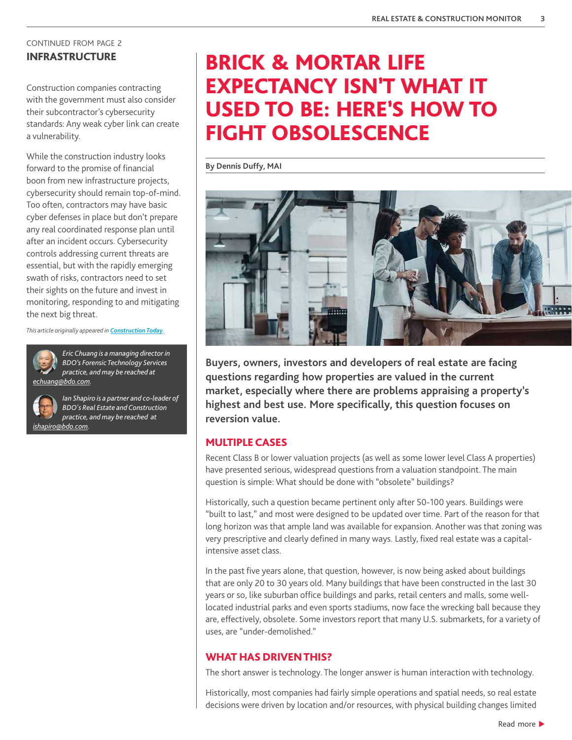CONTINUED FROM PAGE 2

## INFRASTRUCTURE

Construction companies contracting with the government must also consider their subcontractor's cybersecurity standards: Any weak cyber link can create a vulnerability.

While the construction industry looks forward to the promise of financial boon from new infrastructure projects, cybersecurity should remain top-of-mind. Too often, contractors may have basic cyber defenses in place but don't prepare any real coordinated response plan until after an incident occurs. Cybersecurity controls addressing current threats are essential, but with the rapidly emerging swath of risks, contractors need to set their sights on the future and invest in monitoring, responding to and mitigating the next big threat.

*This article originally appeared in* ***Construction Today****.*

*Eric Chuang is a managing director in BDO's Forensic Technology Services practice, and may be reached at echuang@bdo.com.*

*Ian Shapiro is a partner and co-leader of BDO's Real Estate and Construction practice, and may be reached at ishapiro@bdo.com.*

# BRICK & MORTAR LIFE EXPECTANCY ISN'T WHAT IT USED TO BE: HERE'S HOW TO FIGHT OBSOLESCENCE

**By Dennis Duffy, MAI**

**Buyers, owners, investors and developers of real estate are facing questions regarding how properties are valued in the current market, especially where there are problems appraising a property's highest and best use. More specifically, this question focuses on reversion value.**

## MULTIPLE CASES

Recent Class B or lower valuation projects (as well as some lower level Class A properties) have presented serious, widespread questions from a valuation standpoint. The main question is simple: What should be done with "obsolete" buildings?

Historically, such a question became pertinent only after 50-100 years. Buildings were "built to last," and most were designed to be updated over time. Part of the reason for that long horizon was that ample land was available for expansion. Another was that zoning was very prescriptive and clearly defined in many ways. Lastly, fixed real estate was a capital-intensive asset class.

In the past five years alone, that question, however, is now being asked about buildings that are only 20 to 30 years old. Many buildings that have been constructed in the last 30 years or so, like suburban office buildings and parks, retail centers and malls, some well-located industrial parks and even sports stadiums, now face the wrecking ball because they are, effectively, obsolete. Some investors report that many U.S. submarkets, for a variety of uses, are "under-demolished."

## WHAT HAS DRIVEN THIS?

The short answer is technology. The longer answer is human interaction with technology.

Historically, most companies had fairly simple operations and spatial needs, so real estate decisions were driven by location and/or resources, with physical building changes limited

Read more ▶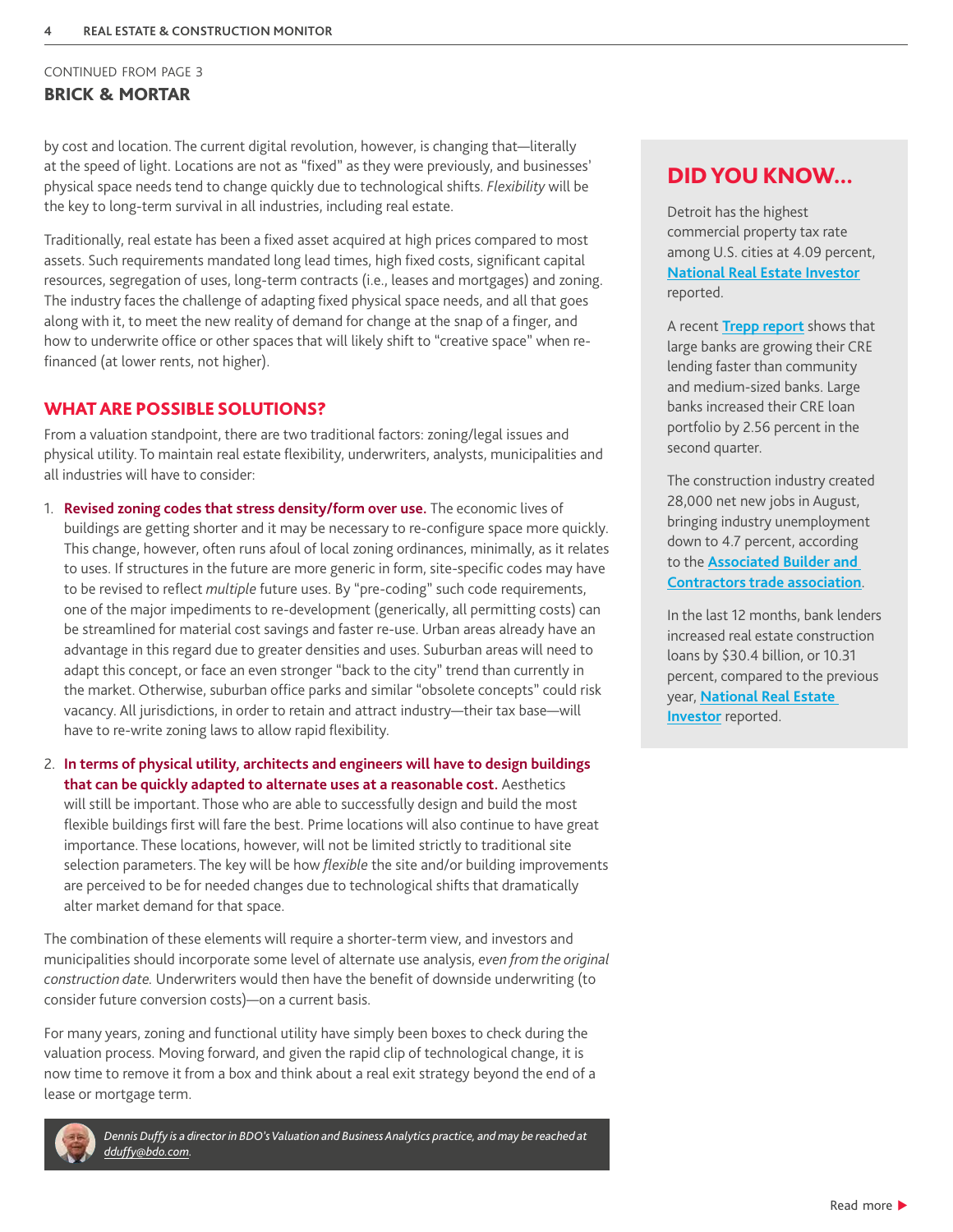CONTINUED FROM PAGE 3

## BRICK & MORTAR

by cost and location. The current digital revolution, however, is changing that—literally at the speed of light. Locations are not as "fixed" as they were previously, and businesses' physical space needs tend to change quickly due to technological shifts. *Flexibility* will be the key to long-term survival in all industries, including real estate.

Traditionally, real estate has been a fixed asset acquired at high prices compared to most assets. Such requirements mandated long lead times, high fixed costs, significant capital resources, segregation of uses, long-term contracts (i.e., leases and mortgages) and zoning. The industry faces the challenge of adapting fixed physical space needs, and all that goes along with it, to meet the new reality of demand for change at the snap of a finger, and how to underwrite office or other spaces that will likely shift to "creative space" when re-financed (at lower rents, not higher).

### WHAT ARE POSSIBLE SOLUTIONS?

From a valuation standpoint, there are two traditional factors: zoning/legal issues and physical utility. To maintain real estate flexibility, underwriters, analysts, municipalities and all industries will have to consider:

1. **Revised zoning codes that stress density/form over use.** The economic lives of buildings are getting shorter and it may be necessary to re-configure space more quickly. This change, however, often runs afoul of local zoning ordinances, minimally, as it relates to uses. If structures in the future are more generic in form, site-specific codes may have to be revised to reflect *multiple* future uses. By "pre-coding" such code requirements, one of the major impediments to re-development (generically, all permitting costs) can be streamlined for material cost savings and faster re-use. Urban areas already have an advantage in this regard due to greater densities and uses. Suburban areas will need to adapt this concept, or face an even stronger "back to the city" trend than currently in the market. Otherwise, suburban office parks and similar "obsolete concepts" could risk vacancy. All jurisdictions, in order to retain and attract industry—their tax base—will have to re-write zoning laws to allow rapid flexibility.

2. **In terms of physical utility, architects and engineers will have to design buildings that can be quickly adapted to alternate uses at a reasonable cost.** Aesthetics will still be important. Those who are able to successfully design and build the most flexible buildings first will fare the best. Prime locations will also continue to have great importance. These locations, however, will not be limited strictly to traditional site selection parameters. The key will be how *flexible* the site and/or building improvements are perceived to be for needed changes due to technological shifts that dramatically alter market demand for that space.

The combination of these elements will require a shorter-term view, and investors and municipalities should incorporate some level of alternate use analysis, *even from the original construction date.* Underwriters would then have the benefit of downside underwriting (to consider future conversion costs)—on a current basis.

For many years, zoning and functional utility have simply been boxes to check during the valuation process. Moving forward, and given the rapid clip of technological change, it is now time to remove it from a box and think about a real exit strategy beyond the end of a lease or mortgage term.

*Dennis Duffy is a director in BDO's Valuation and Business Analytics practice, and may be reached at dduffy@bdo.com.*

## DID YOU KNOW...

Detroit has the highest commercial property tax rate among U.S. cities at 4.09 percent, National Real Estate Investor reported.

A recent Trepp report shows that large banks are growing their CRE lending faster than community and medium-sized banks. Large banks increased their CRE loan portfolio by 2.56 percent in the second quarter.

The construction industry created 28,000 net new jobs in August, bringing industry unemployment down to 4.7 percent, according to the Associated Builder and Contractors trade association.

In the last 12 months, bank lenders increased real estate construction loans by $30.4 billion, or 10.31 percent, compared to the previous year, National Real Estate Investor reported.

Read more ▶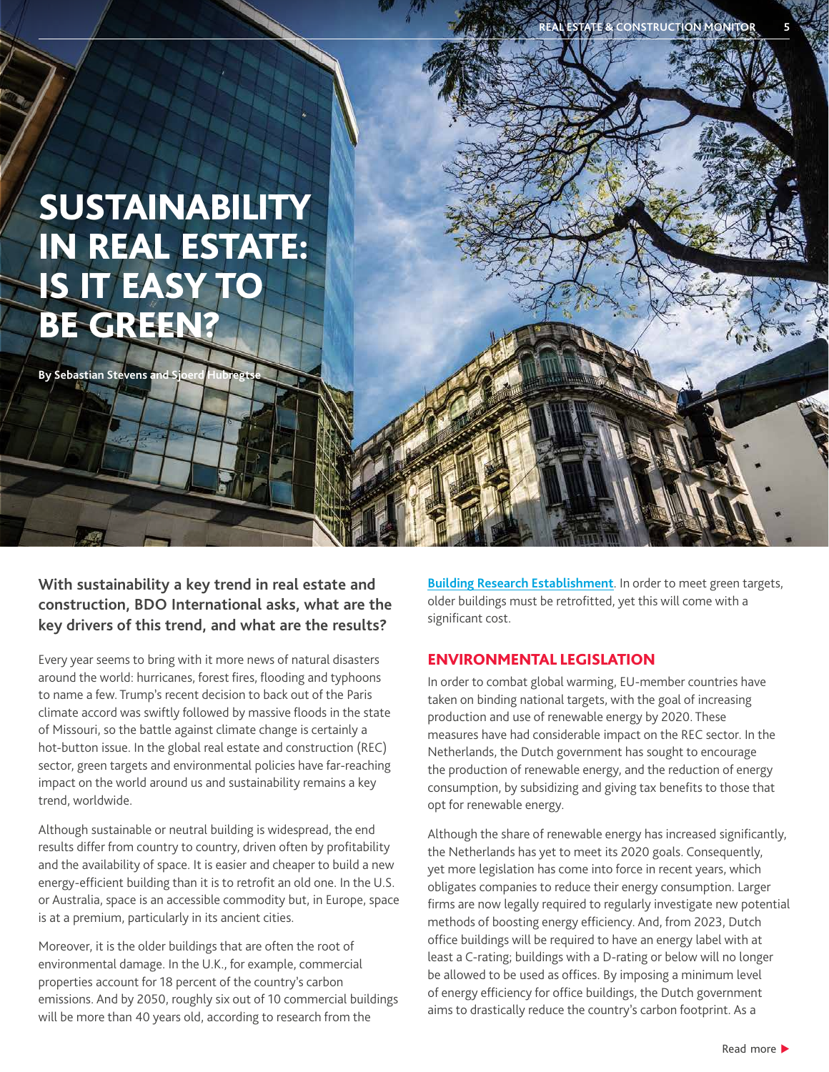# SUSTAINABILITY IN REAL ESTATE: IS IT EASY TO BE GREEN?

By Sebastian Stevens and Sjoerd Hubregtse

**With sustainability a key trend in real estate and construction, BDO International asks, what are the key drivers of this trend, and what are the results?**

Every year seems to bring with it more news of natural disasters around the world: hurricanes, forest fires, flooding and typhoons to name a few. Trump's recent decision to back out of the Paris climate accord was swiftly followed by massive floods in the state of Missouri, so the battle against climate change is certainly a hot-button issue. In the global real estate and construction (REC) sector, green targets and environmental policies have far-reaching impact on the world around us and sustainability remains a key trend, worldwide.

Although sustainable or neutral building is widespread, the end results differ from country to country, driven often by profitability and the availability of space. It is easier and cheaper to build a new energy-efficient building than it is to retrofit an old one. In the U.S. or Australia, space is an accessible commodity but, in Europe, space is at a premium, particularly in its ancient cities.

Moreover, it is the older buildings that are often the root of environmental damage. In the U.K., for example, commercial properties account for 18 percent of the country's carbon emissions. And by 2050, roughly six out of 10 commercial buildings will be more than 40 years old, according to research from the [Building Research Establishment](). In order to meet green targets, older buildings must be retrofitted, yet this will come with a significant cost.

## ENVIRONMENTAL LEGISLATION

In order to combat global warming, EU-member countries have taken on binding national targets, with the goal of increasing production and use of renewable energy by 2020. These measures have had considerable impact on the REC sector. In the Netherlands, the Dutch government has sought to encourage the production of renewable energy, and the reduction of energy consumption, by subsidizing and giving tax benefits to those that opt for renewable energy.

Although the share of renewable energy has increased significantly, the Netherlands has yet to meet its 2020 goals. Consequently, yet more legislation has come into force in recent years, which obligates companies to reduce their energy consumption. Larger firms are now legally required to regularly investigate new potential methods of boosting energy efficiency. And, from 2023, Dutch office buildings will be required to have an energy label with at least a C-rating; buildings with a D-rating or below will no longer be allowed to be used as offices. By imposing a minimum level of energy efficiency for office buildings, the Dutch government aims to drastically reduce the country's carbon footprint. As a

Read more ▶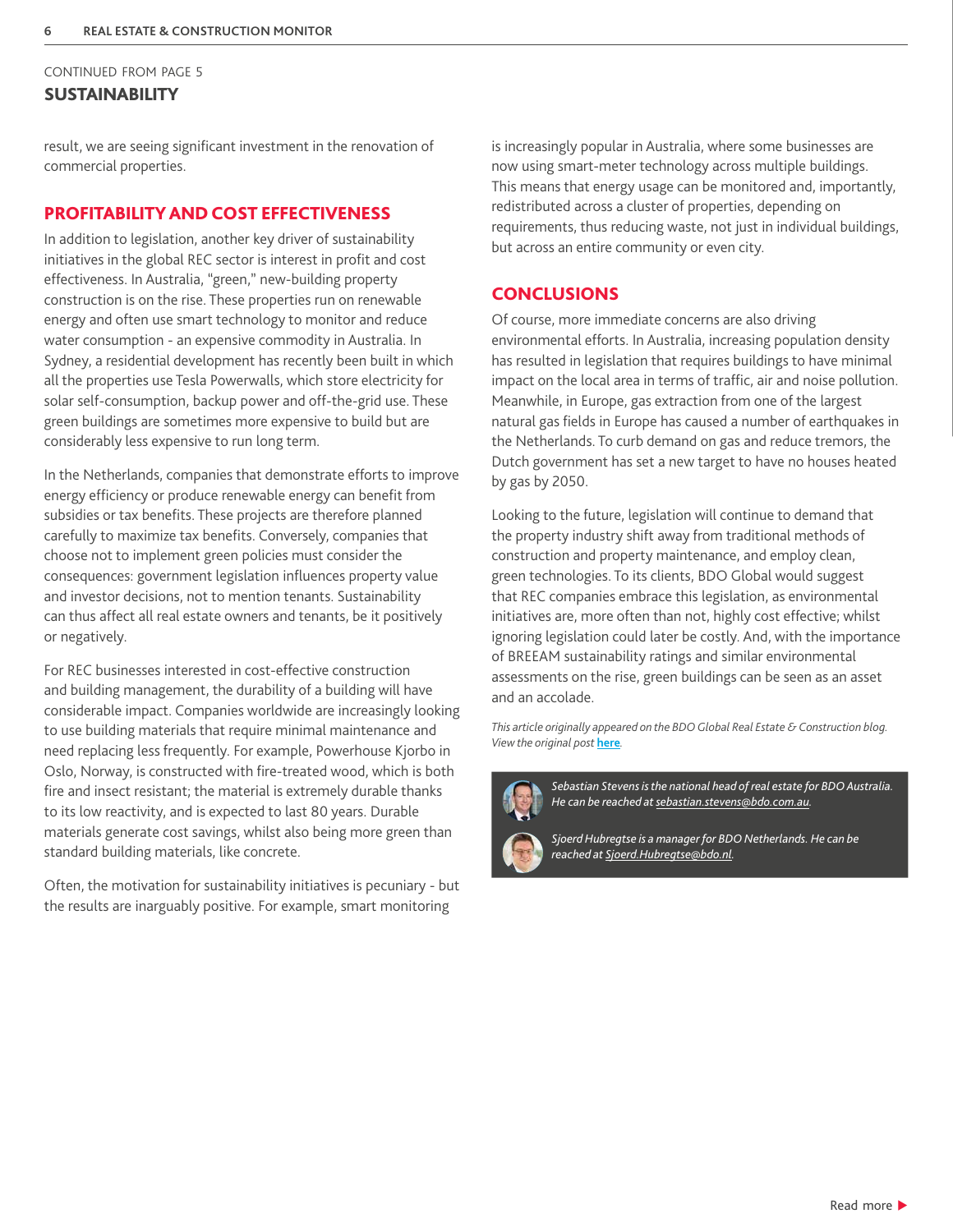CONTINUED FROM PAGE 5

## SUSTAINABILITY

result, we are seeing significant investment in the renovation of commercial properties.

### PROFITABILITY AND COST EFFECTIVENESS

In addition to legislation, another key driver of sustainability initiatives in the global REC sector is interest in profit and cost effectiveness. In Australia, "green," new-building property construction is on the rise. These properties run on renewable energy and often use smart technology to monitor and reduce water consumption - an expensive commodity in Australia. In Sydney, a residential development has recently been built in which all the properties use Tesla Powerwalls, which store electricity for solar self-consumption, backup power and off-the-grid use. These green buildings are sometimes more expensive to build but are considerably less expensive to run long term.

In the Netherlands, companies that demonstrate efforts to improve energy efficiency or produce renewable energy can benefit from subsidies or tax benefits. These projects are therefore planned carefully to maximize tax benefits. Conversely, companies that choose not to implement green policies must consider the consequences: government legislation influences property value and investor decisions, not to mention tenants. Sustainability can thus affect all real estate owners and tenants, be it positively or negatively.

For REC businesses interested in cost-effective construction and building management, the durability of a building will have considerable impact. Companies worldwide are increasingly looking to use building materials that require minimal maintenance and need replacing less frequently. For example, Powerhouse Kjorbo in Oslo, Norway, is constructed with fire-treated wood, which is both fire and insect resistant; the material is extremely durable thanks to its low reactivity, and is expected to last 80 years. Durable materials generate cost savings, whilst also being more green than standard building materials, like concrete.

Often, the motivation for sustainability initiatives is pecuniary - but the results are inarguably positive. For example, smart monitoring is increasingly popular in Australia, where some businesses are now using smart-meter technology across multiple buildings. This means that energy usage can be monitored and, importantly, redistributed across a cluster of properties, depending on requirements, thus reducing waste, not just in individual buildings, but across an entire community or even city.

### CONCLUSIONS

Of course, more immediate concerns are also driving environmental efforts. In Australia, increasing population density has resulted in legislation that requires buildings to have minimal impact on the local area in terms of traffic, air and noise pollution. Meanwhile, in Europe, gas extraction from one of the largest natural gas fields in Europe has caused a number of earthquakes in the Netherlands. To curb demand on gas and reduce tremors, the Dutch government has set a new target to have no houses heated by gas by 2050.

Looking to the future, legislation will continue to demand that the property industry shift away from traditional methods of construction and property maintenance, and employ clean, green technologies. To its clients, BDO Global would suggest that REC companies embrace this legislation, as environmental initiatives are, more often than not, highly cost effective; whilst ignoring legislation could later be costly. And, with the importance of BREEAM sustainability ratings and similar environmental assessments on the rise, green buildings can be seen as an asset and an accolade.

*This article originally appeared on the BDO Global Real Estate & Construction blog. View the original post* **here**.

*Sebastian Stevens is the national head of real estate for BDO Australia. He can be reached at sebastian.stevens@bdo.com.au.*

*Sjoerd Hubregtse is a manager for BDO Netherlands. He can be reached at Sjoerd.Hubregtse@bdo.nl.*

Read more ▶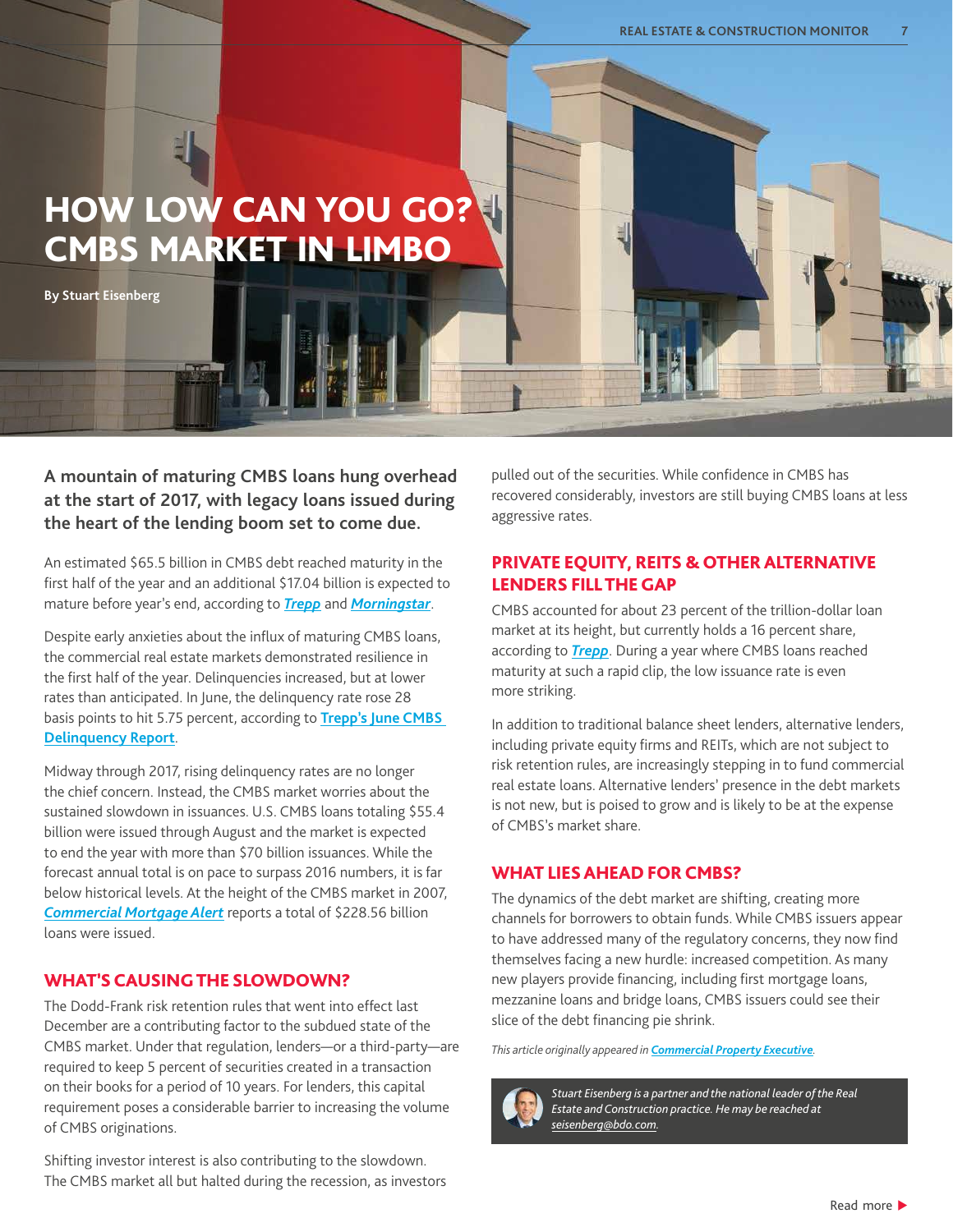# HOW LOW CAN YOU GO? CMBS MARKET IN LIMBO

**By Stuart Eisenberg**

**A mountain of maturing CMBS loans hung overhead at the start of 2017, with legacy loans issued during the heart of the lending boom set to come due.**

An estimated $65.5 billion in CMBS debt reached maturity in the first half of the year and an additional $17.04 billion is expected to mature before year's end, according to ***Trepp*** and ***Morningstar***.

Despite early anxieties about the influx of maturing CMBS loans, the commercial real estate markets demonstrated resilience in the first half of the year. Delinquencies increased, but at lower rates than anticipated. In June, the delinquency rate rose 28 basis points to hit 5.75 percent, according to **Trepp's June CMBS Delinquency Report**.

Midway through 2017, rising delinquency rates are no longer the chief concern. Instead, the CMBS market worries about the sustained slowdown in issuances. U.S. CMBS loans totaling $55.4 billion were issued through August and the market is expected to end the year with more than $70 billion issuances. While the forecast annual total is on pace to surpass 2016 numbers, it is far below historical levels. At the height of the CMBS market in 2007, ***Commercial Mortgage Alert*** reports a total of $228.56 billion loans were issued.

## WHAT'S CAUSING THE SLOWDOWN?

The Dodd-Frank risk retention rules that went into effect last December are a contributing factor to the subdued state of the CMBS market. Under that regulation, lenders—or a third-party—are required to keep 5 percent of securities created in a transaction on their books for a period of 10 years. For lenders, this capital requirement poses a considerable barrier to increasing the volume of CMBS originations.

Shifting investor interest is also contributing to the slowdown. The CMBS market all but halted during the recession, as investors pulled out of the securities. While confidence in CMBS has recovered considerably, investors are still buying CMBS loans at less aggressive rates.

## PRIVATE EQUITY, REITS & OTHER ALTERNATIVE LENDERS FILL THE GAP

CMBS accounted for about 23 percent of the trillion-dollar loan market at its height, but currently holds a 16 percent share, according to ***Trepp***. During a year where CMBS loans reached maturity at such a rapid clip, the low issuance rate is even more striking.

In addition to traditional balance sheet lenders, alternative lenders, including private equity firms and REITs, which are not subject to risk retention rules, are increasingly stepping in to fund commercial real estate loans. Alternative lenders' presence in the debt markets is not new, but is poised to grow and is likely to be at the expense of CMBS's market share.

## WHAT LIES AHEAD FOR CMBS?

The dynamics of the debt market are shifting, creating more channels for borrowers to obtain funds. While CMBS issuers appear to have addressed many of the regulatory concerns, they now find themselves facing a new hurdle: increased competition. As many new players provide financing, including first mortgage loans, mezzanine loans and bridge loans, CMBS issuers could see their slice of the debt financing pie shrink.

*This article originally appeared in* ***Commercial Property Executive****.*

*Stuart Eisenberg is a partner and the national leader of the Real Estate and Construction practice. He may be reached at seisenberg@bdo.com.*

Read more ▶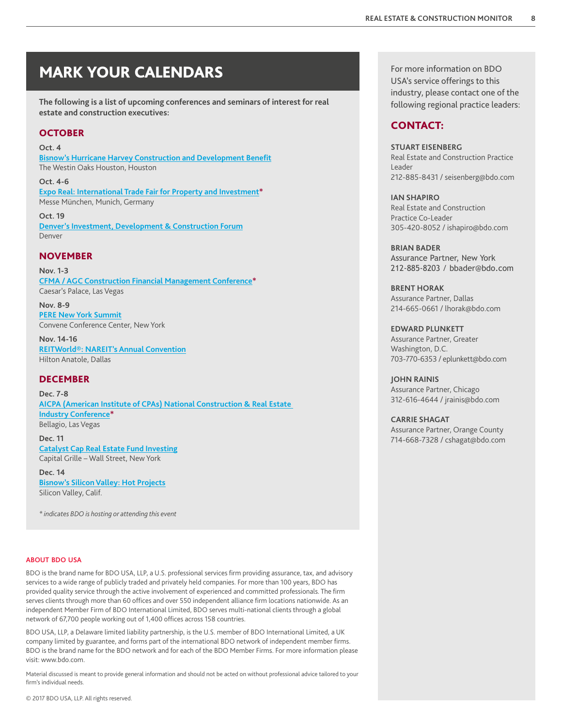# MARK YOUR CALENDARS

**The following is a list of upcoming conferences and seminars of interest for real estate and construction executives:**

## OCTOBER

**Oct. 4**
[Bisnow's Hurricane Harvey Construction and Development Benefit]
The Westin Oaks Houston, Houston

**Oct. 4-6**
[Expo Real: International Trade Fair for Property and Investment]*
Messe München, Munich, Germany

**Oct. 19**
[Denver's Investment, Development & Construction Forum]
Denver

## NOVEMBER

**Nov. 1-3**
[CFMA / AGC Construction Financial Management Conference]*
Caesar's Palace, Las Vegas

**Nov. 8-9**
[PERE New York Summit]
Convene Conference Center, New York

**Nov. 14-16**
[REITWorld®: NAREIT's Annual Convention]
Hilton Anatole, Dallas

## DECEMBER

**Dec. 7-8**
[AICPA (American Institute of CPAs) National Construction & Real Estate Industry Conference]*
Bellagio, Las Vegas

**Dec. 11**
[Catalyst Cap Real Estate Fund Investing]
Capital Grille – Wall Street, New York

**Dec. 14**
[Bisnow's Silicon Valley: Hot Projects]
Silicon Valley, Calif.

*\* indicates BDO is hosting or attending this event*

For more information on BDO USA's service offerings to this industry, please contact one of the following regional practice leaders:

## CONTACT:

**STUART EISENBERG**
Real Estate and Construction Practice Leader
212-885-8431 / seisenberg@bdo.com

**IAN SHAPIRO**
Real Estate and Construction Practice Co-Leader
305-420-8052 / ishapiro@bdo.com

**BRIAN BADER**
Assurance Partner, New York
212-885-8203 / bbader@bdo.com

**BRENT HORAK**
Assurance Partner, Dallas
214-665-0661 / lhorak@bdo.com

**EDWARD PLUNKETT**
Assurance Partner, Greater Washington, D.C.
703-770-6353 / eplunkett@bdo.com

**JOHN RAINIS**
Assurance Partner, Chicago
312-616-4644 / jrainis@bdo.com

**CARRIE SHAGAT**
Assurance Partner, Orange County
714-668-7328 / cshagat@bdo.com

### ABOUT BDO USA

BDO is the brand name for BDO USA, LLP, a U.S. professional services firm providing assurance, tax, and advisory services to a wide range of publicly traded and privately held companies. For more than 100 years, BDO has provided quality service through the active involvement of experienced and committed professionals. The firm serves clients through more than 60 offices and over 550 independent alliance firm locations nationwide. As an independent Member Firm of BDO International Limited, BDO serves multi-national clients through a global network of 67,700 people working out of 1,400 offices across 158 countries.

BDO USA, LLP, a Delaware limited liability partnership, is the U.S. member of BDO International Limited, a UK company limited by guarantee, and forms part of the international BDO network of independent member firms. BDO is the brand name for the BDO network and for each of the BDO Member Firms. For more information please visit: www.bdo.com.

Material discussed is meant to provide general information and should not be acted on without professional advice tailored to your firm's individual needs.

© 2017 BDO USA, LLP. All rights reserved.